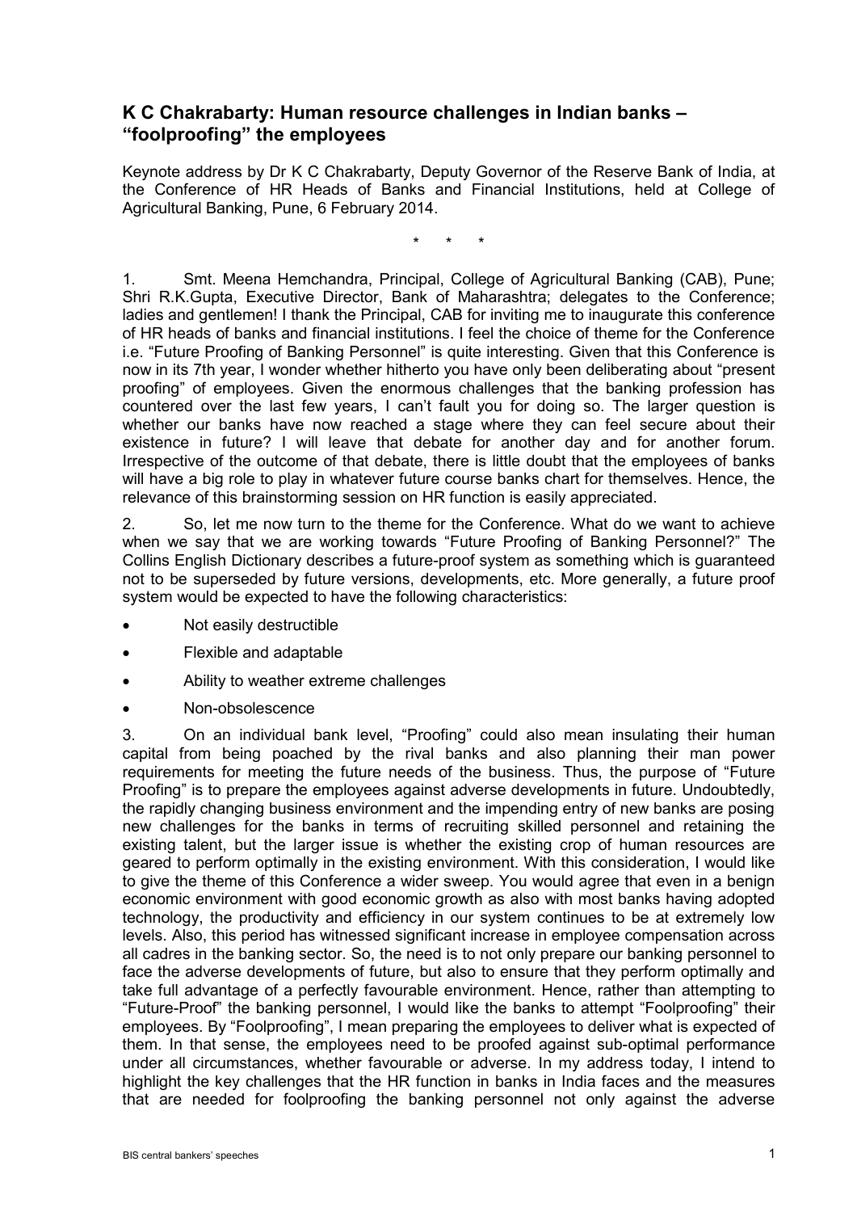# K C Chakrabarty: Human resource challenges in Indian banks – "foolproofing" the employees

Keynote address by Dr K C Chakrabarty, Deputy Governor of the Reserve Bank of India, at the Conference of HR Heads of Banks and Financial Institutions, held at College of Agricultural Banking, Pune, 6 February 2014.

\* \* \*

1. Smt. Meena Hemchandra, Principal, College of Agricultural Banking (CAB), Pune; Shri R.K.Gupta, Executive Director, Bank of Maharashtra; delegates to the Conference; ladies and gentlemen! I thank the Principal, CAB for inviting me to inaugurate this conference of HR heads of banks and financial institutions. I feel the choice of theme for the Conference i.e. "Future Proofing of Banking Personnel" is quite interesting. Given that this Conference is now in its 7th year, I wonder whether hitherto you have only been deliberating about "present proofing" of employees. Given the enormous challenges that the banking profession has countered over the last few years, I can't fault you for doing so. The larger question is whether our banks have now reached a stage where they can feel secure about their existence in future? I will leave that debate for another day and for another forum. Irrespective of the outcome of that debate, there is little doubt that the employees of banks will have a big role to play in whatever future course banks chart for themselves. Hence, the relevance of this brainstorming session on HR function is easily appreciated.

2. So, let me now turn to the theme for the Conference. What do we want to achieve when we say that we are working towards "Future Proofing of Banking Personnel?" The Collins English Dictionary describes a future-proof system as something which is guaranteed not to be superseded by future versions, developments, etc. More generally, a future proof system would be expected to have the following characteristics:

- Not easily destructible
- Flexible and adaptable
- Ability to weather extreme challenges
- Non-obsolescence

3. On an individual bank level, "Proofing" could also mean insulating their human capital from being poached by the rival banks and also planning their man power requirements for meeting the future needs of the business. Thus, the purpose of "Future Proofing" is to prepare the employees against adverse developments in future. Undoubtedly, the rapidly changing business environment and the impending entry of new banks are posing new challenges for the banks in terms of recruiting skilled personnel and retaining the existing talent, but the larger issue is whether the existing crop of human resources are geared to perform optimally in the existing environment. With this consideration, I would like to give the theme of this Conference a wider sweep. You would agree that even in a benign economic environment with good economic growth as also with most banks having adopted technology, the productivity and efficiency in our system continues to be at extremely low levels. Also, this period has witnessed significant increase in employee compensation across all cadres in the banking sector. So, the need is to not only prepare our banking personnel to face the adverse developments of future, but also to ensure that they perform optimally and take full advantage of a perfectly favourable environment. Hence, rather than attempting to "Future-Proof" the banking personnel, I would like the banks to attempt "Foolproofing" their employees. By "Foolproofing", I mean preparing the employees to deliver what is expected of them. In that sense, the employees need to be proofed against sub-optimal performance under all circumstances, whether favourable or adverse. In my address today, I intend to highlight the key challenges that the HR function in banks in India faces and the measures that are needed for foolproofing the banking personnel not only against the adverse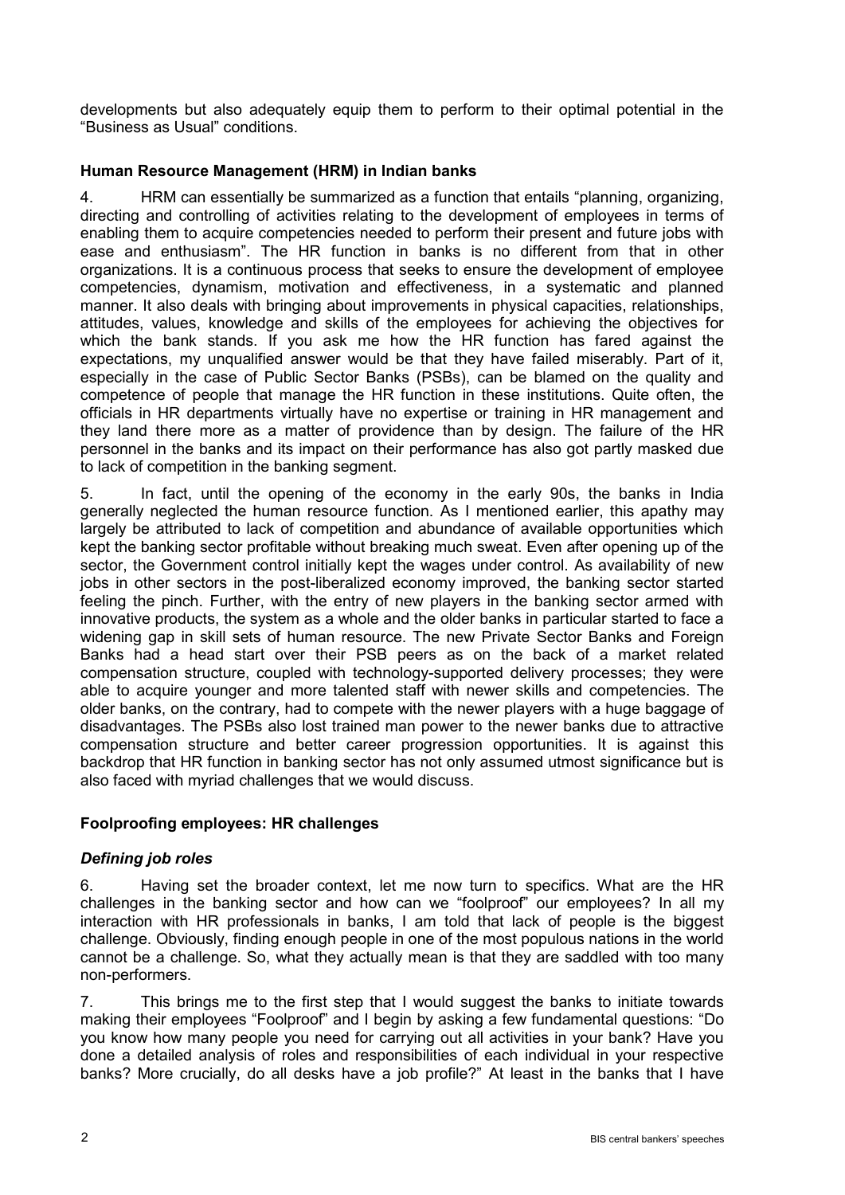developments but also adequately equip them to perform to their optimal potential in the "Business as Usual" conditions.

## Human Resource Management (HRM) in Indian banks

4. HRM can essentially be summarized as a function that entails "planning, organizing, directing and controlling of activities relating to the development of employees in terms of enabling them to acquire competencies needed to perform their present and future jobs with ease and enthusiasm". The HR function in banks is no different from that in other organizations. It is a continuous process that seeks to ensure the development of employee competencies, dynamism, motivation and effectiveness, in a systematic and planned manner. It also deals with bringing about improvements in physical capacities, relationships, attitudes, values, knowledge and skills of the employees for achieving the objectives for which the bank stands. If you ask me how the HR function has fared against the expectations, my unqualified answer would be that they have failed miserably. Part of it, especially in the case of Public Sector Banks (PSBs), can be blamed on the quality and competence of people that manage the HR function in these institutions. Quite often, the officials in HR departments virtually have no expertise or training in HR management and they land there more as a matter of providence than by design. The failure of the HR personnel in the banks and its impact on their performance has also got partly masked due to lack of competition in the banking segment.

5. In fact, until the opening of the economy in the early 90s, the banks in India generally neglected the human resource function. As I mentioned earlier, this apathy may largely be attributed to lack of competition and abundance of available opportunities which kept the banking sector profitable without breaking much sweat. Even after opening up of the sector, the Government control initially kept the wages under control. As availability of new jobs in other sectors in the post-liberalized economy improved, the banking sector started feeling the pinch. Further, with the entry of new players in the banking sector armed with innovative products, the system as a whole and the older banks in particular started to face a widening gap in skill sets of human resource. The new Private Sector Banks and Foreign Banks had a head start over their PSB peers as on the back of a market related compensation structure, coupled with technology-supported delivery processes; they were able to acquire younger and more talented staff with newer skills and competencies. The older banks, on the contrary, had to compete with the newer players with a huge baggage of disadvantages. The PSBs also lost trained man power to the newer banks due to attractive compensation structure and better career progression opportunities. It is against this backdrop that HR function in banking sector has not only assumed utmost significance but is also faced with myriad challenges that we would discuss.

## Foolproofing employees: HR challenges

### *Defining job roles*

6. Having set the broader context, let me now turn to specifics. What are the HR challenges in the banking sector and how can we "foolproof" our employees? In all my interaction with HR professionals in banks, I am told that lack of people is the biggest challenge. Obviously, finding enough people in one of the most populous nations in the world cannot be a challenge. So, what they actually mean is that they are saddled with too many non-performers.

7. This brings me to the first step that I would suggest the banks to initiate towards making their employees "Foolproof" and I begin by asking a few fundamental questions: "Do you know how many people you need for carrying out all activities in your bank? Have you done a detailed analysis of roles and responsibilities of each individual in your respective banks? More crucially, do all desks have a job profile?" At least in the banks that I have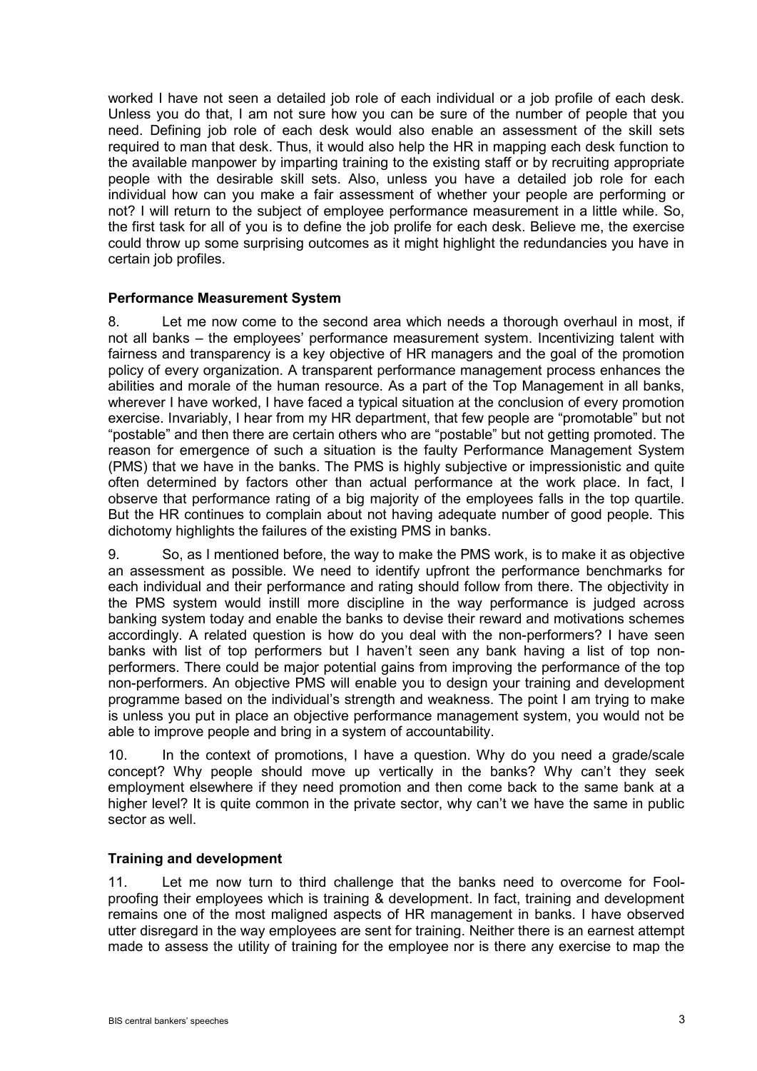worked I have not seen a detailed job role of each individual or a job profile of each desk. Unless you do that, I am not sure how you can be sure of the number of people that you need. Defining job role of each desk would also enable an assessment of the skill sets required to man that desk. Thus, it would also help the HR in mapping each desk function to the available manpower by imparting training to the existing staff or by recruiting appropriate people with the desirable skill sets. Also, unless you have a detailed job role for each individual how can you make a fair assessment of whether your people are performing or not? I will return to the subject of employee performance measurement in a little while. So, the first task for all of you is to define the job prolife for each desk. Believe me, the exercise could throw up some surprising outcomes as it might highlight the redundancies you have in certain job profiles.

### Performance Measurement System

8. Let me now come to the second area which needs a thorough overhaul in most, if not all banks – the employees' performance measurement system. Incentivizing talent with fairness and transparency is a key objective of HR managers and the goal of the promotion policy of every organization. A transparent performance management process enhances the abilities and morale of the human resource. As a part of the Top Management in all banks, wherever I have worked, I have faced a typical situation at the conclusion of every promotion exercise. Invariably, I hear from my HR department, that few people are "promotable" but not "postable" and then there are certain others who are "postable" but not getting promoted. The reason for emergence of such a situation is the faulty Performance Management System (PMS) that we have in the banks. The PMS is highly subjective or impressionistic and quite often determined by factors other than actual performance at the work place. In fact, I observe that performance rating of a big majority of the employees falls in the top quartile. But the HR continues to complain about not having adequate number of good people. This dichotomy highlights the failures of the existing PMS in banks.

9. So, as I mentioned before, the way to make the PMS work, is to make it as objective an assessment as possible. We need to identify upfront the performance benchmarks for each individual and their performance and rating should follow from there. The objectivity in the PMS system would instill more discipline in the way performance is judged across banking system today and enable the banks to devise their reward and motivations schemes accordingly. A related question is how do you deal with the non-performers? I have seen banks with list of top performers but I haven't seen any bank having a list of top non-performers. There could be major potential gains from improving the performance of the top non-performers. An objective PMS will enable you to design your training and development programme based on the individual's strength and weakness. The point I am trying to make is unless you put in place an objective performance management system, you would not be able to improve people and bring in a system of accountability.

10. In the context of promotions, I have a question. Why do you need a grade/scale concept? Why people should move up vertically in the banks? Why can't they seek employment elsewhere if they need promotion and then come back to the same bank at a higher level? It is quite common in the private sector, why can't we have the same in public sector as well.

### Training and development

11. Let me now turn to third challenge that the banks need to overcome for Fool-proofing their employees which is training & development. In fact, training and development remains one of the most maligned aspects of HR management in banks. I have observed utter disregard in the way employees are sent for training. Neither there is an earnest attempt made to assess the utility of training for the employee nor is there any exercise to map the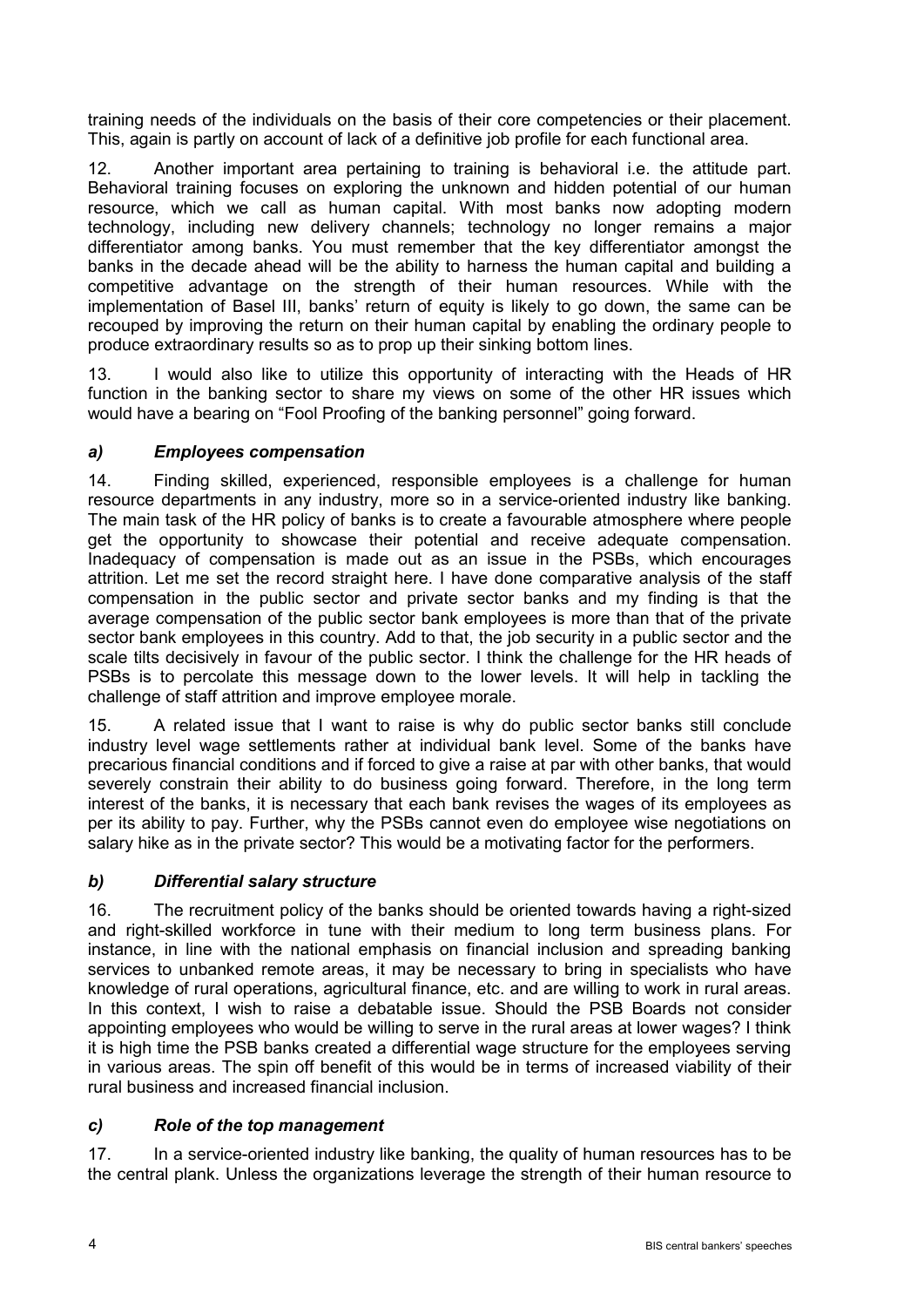training needs of the individuals on the basis of their core competencies or their placement. This, again is partly on account of lack of a definitive job profile for each functional area.

12. Another important area pertaining to training is behavioral i.e. the attitude part. Behavioral training focuses on exploring the unknown and hidden potential of our human resource, which we call as human capital. With most banks now adopting modern technology, including new delivery channels; technology no longer remains a major differentiator among banks. You must remember that the key differentiator amongst the banks in the decade ahead will be the ability to harness the human capital and building a competitive advantage on the strength of their human resources. While with the implementation of Basel III, banks' return of equity is likely to go down, the same can be recouped by improving the return on their human capital by enabling the ordinary people to produce extraordinary results so as to prop up their sinking bottom lines.

13. I would also like to utilize this opportunity of interacting with the Heads of HR function in the banking sector to share my views on some of the other HR issues which would have a bearing on "Fool Proofing of the banking personnel" going forward.

### *a) Employees compensation*

14. Finding skilled, experienced, responsible employees is a challenge for human resource departments in any industry, more so in a service-oriented industry like banking. The main task of the HR policy of banks is to create a favourable atmosphere where people get the opportunity to showcase their potential and receive adequate compensation. Inadequacy of compensation is made out as an issue in the PSBs, which encourages attrition. Let me set the record straight here. I have done comparative analysis of the staff compensation in the public sector and private sector banks and my finding is that the average compensation of the public sector bank employees is more than that of the private sector bank employees in this country. Add to that, the job security in a public sector and the scale tilts decisively in favour of the public sector. I think the challenge for the HR heads of PSBs is to percolate this message down to the lower levels. It will help in tackling the challenge of staff attrition and improve employee morale.

15. A related issue that I want to raise is why do public sector banks still conclude industry level wage settlements rather at individual bank level. Some of the banks have precarious financial conditions and if forced to give a raise at par with other banks, that would severely constrain their ability to do business going forward. Therefore, in the long term interest of the banks, it is necessary that each bank revises the wages of its employees as per its ability to pay. Further, why the PSBs cannot even do employee wise negotiations on salary hike as in the private sector? This would be a motivating factor for the performers.

### *b) Differential salary structure*

16. The recruitment policy of the banks should be oriented towards having a right-sized and right-skilled workforce in tune with their medium to long term business plans. For instance, in line with the national emphasis on financial inclusion and spreading banking services to unbanked remote areas, it may be necessary to bring in specialists who have knowledge of rural operations, agricultural finance, etc. and are willing to work in rural areas. In this context, I wish to raise a debatable issue. Should the PSB Boards not consider appointing employees who would be willing to serve in the rural areas at lower wages? I think it is high time the PSB banks created a differential wage structure for the employees serving in various areas. The spin off benefit of this would be in terms of increased viability of their rural business and increased financial inclusion.

### *c) Role of the top management*

17. In a service-oriented industry like banking, the quality of human resources has to be the central plank. Unless the organizations leverage the strength of their human resource to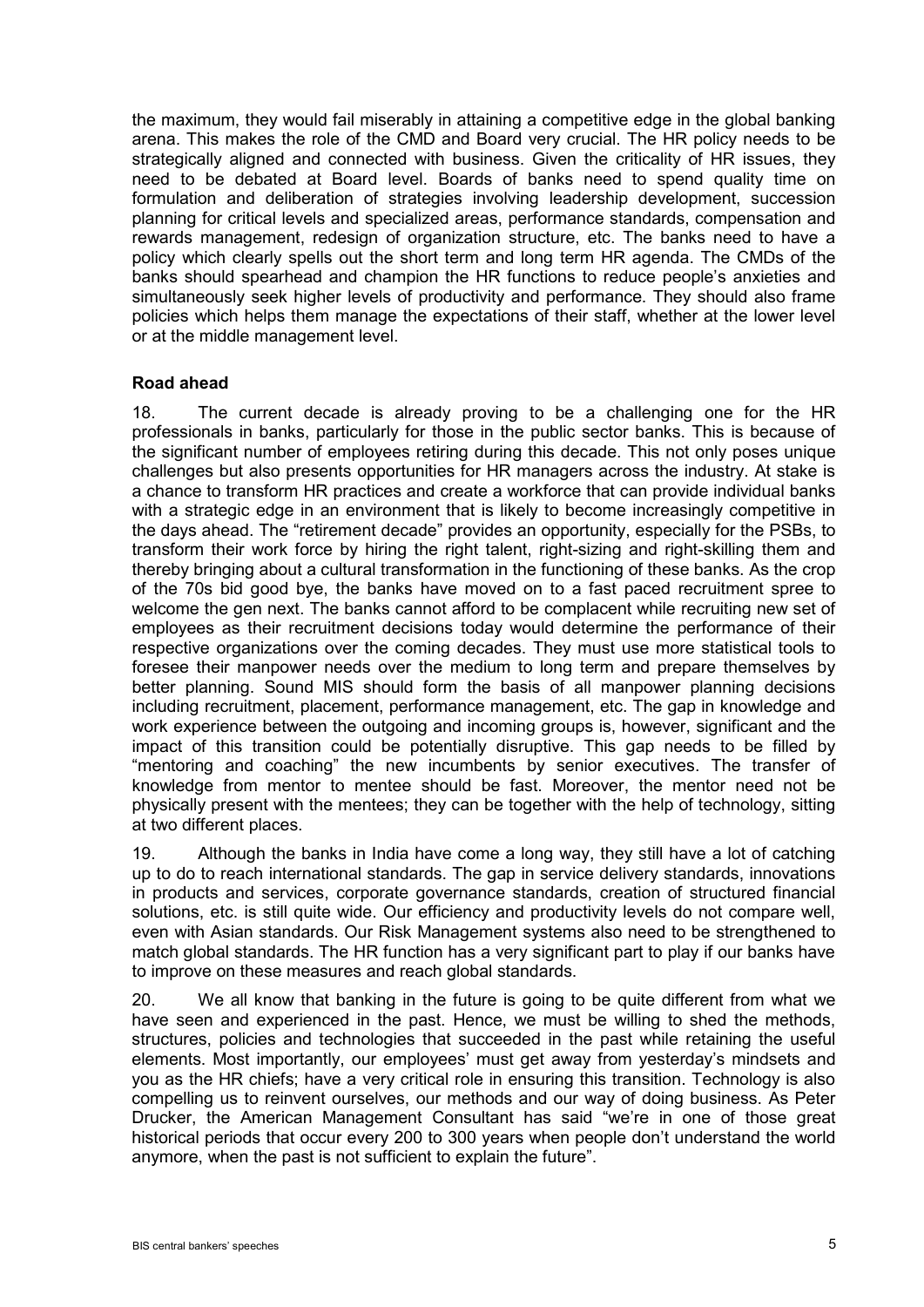the maximum, they would fail miserably in attaining a competitive edge in the global banking arena. This makes the role of the CMD and Board very crucial. The HR policy needs to be strategically aligned and connected with business. Given the criticality of HR issues, they need to be debated at Board level. Boards of banks need to spend quality time on formulation and deliberation of strategies involving leadership development, succession planning for critical levels and specialized areas, performance standards, compensation and rewards management, redesign of organization structure, etc. The banks need to have a policy which clearly spells out the short term and long term HR agenda. The CMDs of the banks should spearhead and champion the HR functions to reduce people's anxieties and simultaneously seek higher levels of productivity and performance. They should also frame policies which helps them manage the expectations of their staff, whether at the lower level or at the middle management level.

**Road ahead**

18. The current decade is already proving to be a challenging one for the HR professionals in banks, particularly for those in the public sector banks. This is because of the significant number of employees retiring during this decade. This not only poses unique challenges but also presents opportunities for HR managers across the industry. At stake is a chance to transform HR practices and create a workforce that can provide individual banks with a strategic edge in an environment that is likely to become increasingly competitive in the days ahead. The "retirement decade" provides an opportunity, especially for the PSBs, to transform their work force by hiring the right talent, right-sizing and right-skilling them and thereby bringing about a cultural transformation in the functioning of these banks. As the crop of the 70s bid good bye, the banks have moved on to a fast paced recruitment spree to welcome the gen next. The banks cannot afford to be complacent while recruiting new set of employees as their recruitment decisions today would determine the performance of their respective organizations over the coming decades. They must use more statistical tools to foresee their manpower needs over the medium to long term and prepare themselves by better planning. Sound MIS should form the basis of all manpower planning decisions including recruitment, placement, performance management, etc. The gap in knowledge and work experience between the outgoing and incoming groups is, however, significant and the impact of this transition could be potentially disruptive. This gap needs to be filled by "mentoring and coaching" the new incumbents by senior executives. The transfer of knowledge from mentor to mentee should be fast. Moreover, the mentor need not be physically present with the mentees; they can be together with the help of technology, sitting at two different places.

19. Although the banks in India have come a long way, they still have a lot of catching up to do to reach international standards. The gap in service delivery standards, innovations in products and services, corporate governance standards, creation of structured financial solutions, etc. is still quite wide. Our efficiency and productivity levels do not compare well, even with Asian standards. Our Risk Management systems also need to be strengthened to match global standards. The HR function has a very significant part to play if our banks have to improve on these measures and reach global standards.

20. We all know that banking in the future is going to be quite different from what we have seen and experienced in the past. Hence, we must be willing to shed the methods, structures, policies and technologies that succeeded in the past while retaining the useful elements. Most importantly, our employees' must get away from yesterday's mindsets and you as the HR chiefs; have a very critical role in ensuring this transition. Technology is also compelling us to reinvent ourselves, our methods and our way of doing business. As Peter Drucker, the American Management Consultant has said "we're in one of those great historical periods that occur every 200 to 300 years when people don't understand the world anymore, when the past is not sufficient to explain the future".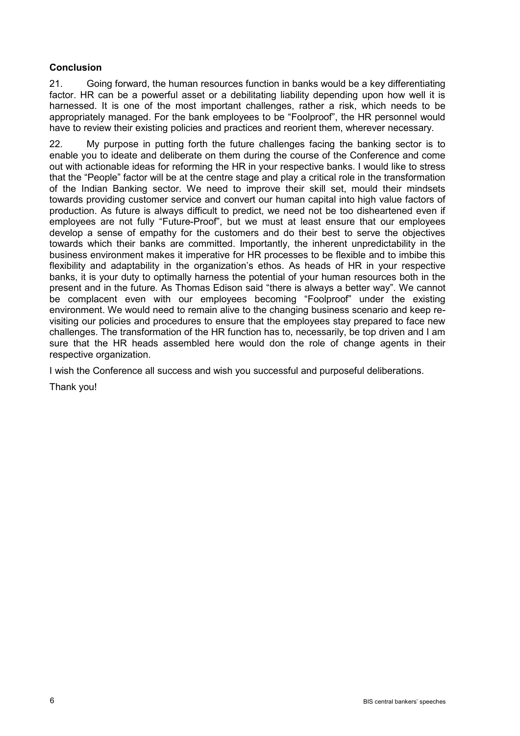**Conclusion**

21. Going forward, the human resources function in banks would be a key differentiating factor. HR can be a powerful asset or a debilitating liability depending upon how well it is harnessed. It is one of the most important challenges, rather a risk, which needs to be appropriately managed. For the bank employees to be "Foolproof", the HR personnel would have to review their existing policies and practices and reorient them, wherever necessary.

22. My purpose in putting forth the future challenges facing the banking sector is to enable you to ideate and deliberate on them during the course of the Conference and come out with actionable ideas for reforming the HR in your respective banks. I would like to stress that the "People" factor will be at the centre stage and play a critical role in the transformation of the Indian Banking sector. We need to improve their skill set, mould their mindsets towards providing customer service and convert our human capital into high value factors of production. As future is always difficult to predict, we need not be too disheartened even if employees are not fully "Future-Proof", but we must at least ensure that our employees develop a sense of empathy for the customers and do their best to serve the objectives towards which their banks are committed. Importantly, the inherent unpredictability in the business environment makes it imperative for HR processes to be flexible and to imbibe this flexibility and adaptability in the organization's ethos. As heads of HR in your respective banks, it is your duty to optimally harness the potential of your human resources both in the present and in the future. As Thomas Edison said "there is always a better way". We cannot be complacent even with our employees becoming "Foolproof" under the existing environment. We would need to remain alive to the changing business scenario and keep re-visiting our policies and procedures to ensure that the employees stay prepared to face new challenges. The transformation of the HR function has to, necessarily, be top driven and I am sure that the HR heads assembled here would don the role of change agents in their respective organization.

I wish the Conference all success and wish you successful and purposeful deliberations.

Thank you!